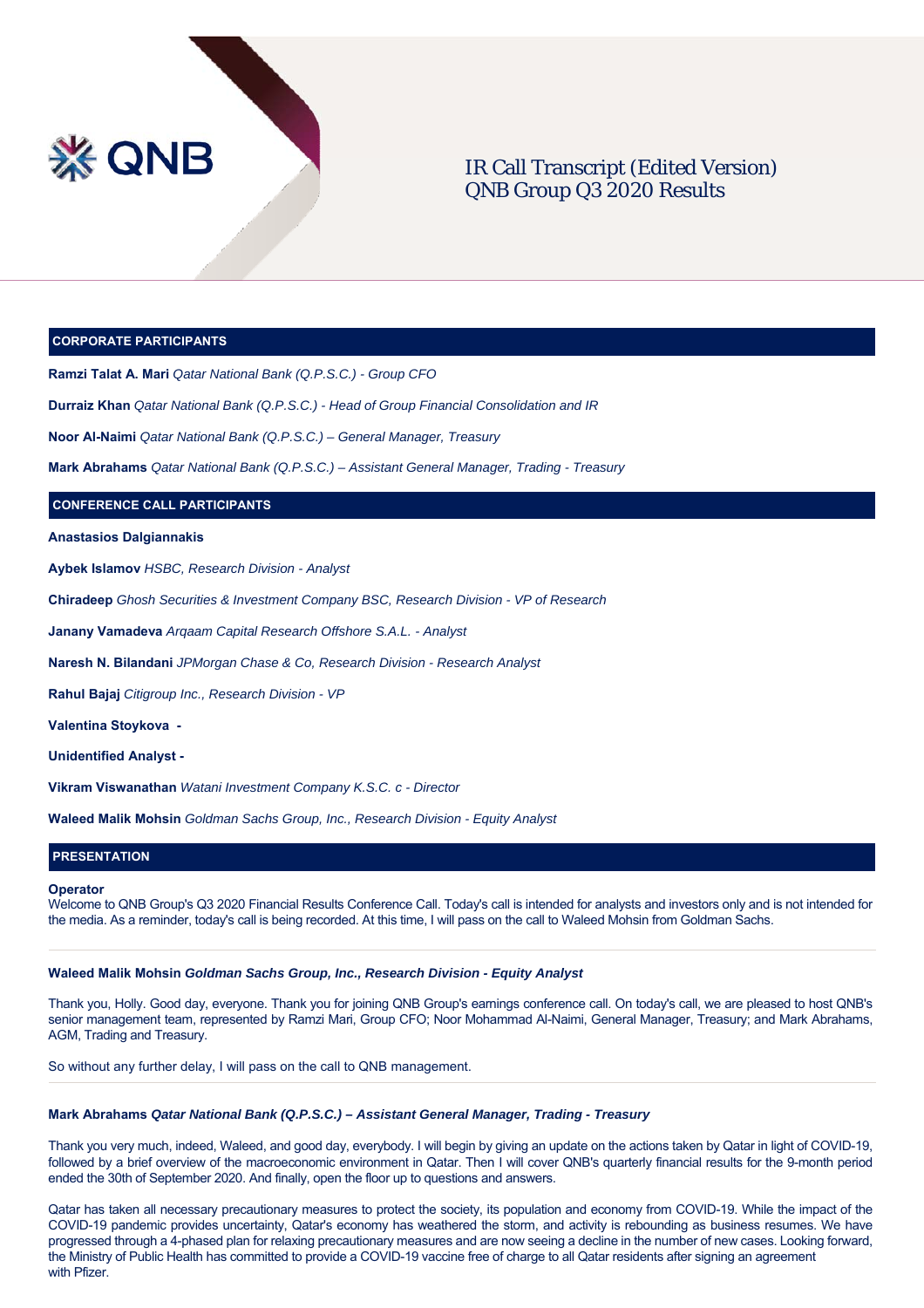# IR Call Transcript (Edited Version)
# QNB Group Q3 2020 Results

## CORPORATE PARTICIPANTS

**Ramzi Talat A. Mari** *Qatar National Bank (Q.P.S.C.) - Group CFO*

**Durraiz Khan** *Qatar National Bank (Q.P.S.C.) - Head of Group Financial Consolidation and IR*

**Noor Al-Naimi** *Qatar National Bank (Q.P.S.C.) – General Manager, Treasury*

**Mark Abrahams** *Qatar National Bank (Q.P.S.C.) – Assistant General Manager, Trading - Treasury*

## CONFERENCE CALL PARTICIPANTS

**Anastasios Dalgiannakis**

**Aybek Islamov** *HSBC, Research Division - Analyst*

**Chiradeep** *Ghosh Securities & Investment Company BSC, Research Division - VP of Research*

**Janany Vamadeva** *Arqaam Capital Research Offshore S.A.L. - Analyst*

**Naresh N. Bilandani** *JPMorgan Chase & Co, Research Division - Research Analyst*

**Rahul Bajaj** *Citigroup Inc., Research Division - VP*

**Valentina Stoykova -**

**Unidentified Analyst -**

**Vikram Viswanathan** *Watani Investment Company K.S.C. c - Director*

**Waleed Malik Mohsin** *Goldman Sachs Group, Inc., Research Division - Equity Analyst*

## PRESENTATION

**Operator**

Welcome to QNB Group's Q3 2020 Financial Results Conference Call. Today's call is intended for analysts and investors only and is not intended for the media. As a reminder, today's call is being recorded. At this time, I will pass on the call to Waleed Mohsin from Goldman Sachs.

---

**Waleed Malik Mohsin** ***Goldman Sachs Group, Inc., Research Division - Equity Analyst***

Thank you, Holly. Good day, everyone. Thank you for joining QNB Group's earnings conference call. On today's call, we are pleased to host QNB's senior management team, represented by Ramzi Mari, Group CFO; Noor Mohammad Al-Naimi, General Manager, Treasury; and Mark Abrahams, AGM, Trading and Treasury.

So without any further delay, I will pass on the call to QNB management.

---

**Mark Abrahams** ***Qatar National Bank (Q.P.S.C.) – Assistant General Manager, Trading - Treasury***

Thank you very much, indeed, Waleed, and good day, everybody. I will begin by giving an update on the actions taken by Qatar in light of COVID-19, followed by a brief overview of the macroeconomic environment in Qatar. Then I will cover QNB's quarterly financial results for the 9-month period ended the 30th of September 2020. And finally, open the floor up to questions and answers.

Qatar has taken all necessary precautionary measures to protect the society, its population and economy from COVID-19. While the impact of the COVID-19 pandemic provides uncertainty, Qatar's economy has weathered the storm, and activity is rebounding as business resumes. We have progressed through a 4-phased plan for relaxing precautionary measures and are now seeing a decline in the number of new cases. Looking forward, the Ministry of Public Health has committed to provide a COVID-19 vaccine free of charge to all Qatar residents after signing an agreement with Pfizer.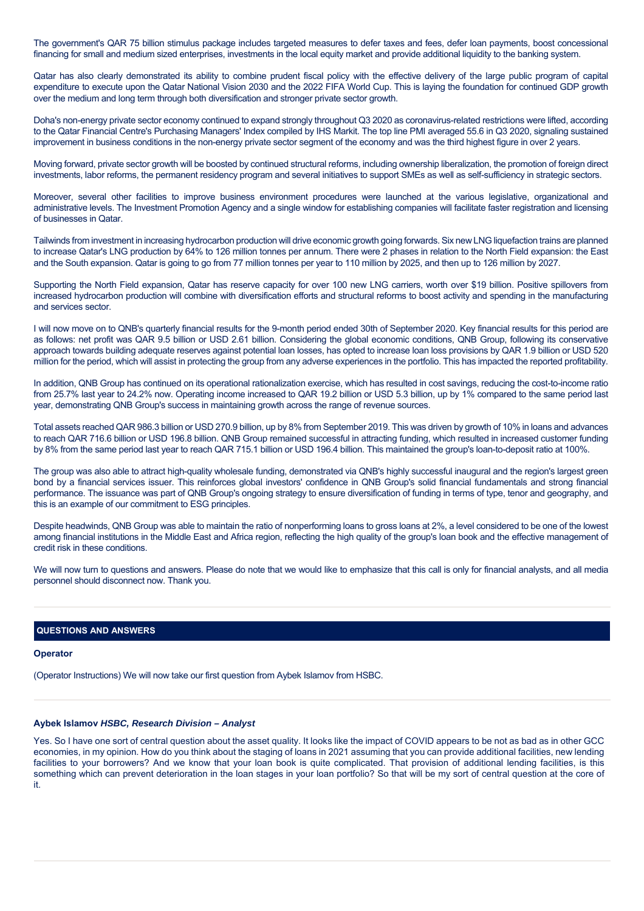The government's QAR 75 billion stimulus package includes targeted measures to defer taxes and fees, defer loan payments, boost concessional financing for small and medium sized enterprises, investments in the local equity market and provide additional liquidity to the banking system.

Qatar has also clearly demonstrated its ability to combine prudent fiscal policy with the effective delivery of the large public program of capital expenditure to execute upon the Qatar National Vision 2030 and the 2022 FIFA World Cup. This is laying the foundation for continued GDP growth over the medium and long term through both diversification and stronger private sector growth.

Doha's non-energy private sector economy continued to expand strongly throughout Q3 2020 as coronavirus-related restrictions were lifted, according to the Qatar Financial Centre's Purchasing Managers' Index compiled by IHS Markit. The top line PMI averaged 55.6 in Q3 2020, signaling sustained improvement in business conditions in the non-energy private sector segment of the economy and was the third highest figure in over 2 years.

Moving forward, private sector growth will be boosted by continued structural reforms, including ownership liberalization, the promotion of foreign direct investments, labor reforms, the permanent residency program and several initiatives to support SMEs as well as self-sufficiency in strategic sectors.

Moreover, several other facilities to improve business environment procedures were launched at the various legislative, organizational and administrative levels. The Investment Promotion Agency and a single window for establishing companies will facilitate faster registration and licensing of businesses in Qatar.

Tailwinds from investment in increasing hydrocarbon production will drive economic growth going forwards. Six new LNG liquefaction trains are planned to increase Qatar's LNG production by 64% to 126 million tonnes per annum. There were 2 phases in relation to the North Field expansion: the East and the South expansion. Qatar is going to go from 77 million tonnes per year to 110 million by 2025, and then up to 126 million by 2027.

Supporting the North Field expansion, Qatar has reserve capacity for over 100 new LNG carriers, worth over $19 billion. Positive spillovers from increased hydrocarbon production will combine with diversification efforts and structural reforms to boost activity and spending in the manufacturing and services sector.

I will now move on to QNB's quarterly financial results for the 9-month period ended 30th of September 2020. Key financial results for this period are as follows: net profit was QAR 9.5 billion or USD 2.61 billion. Considering the global economic conditions, QNB Group, following its conservative approach towards building adequate reserves against potential loan losses, has opted to increase loan loss provisions by QAR 1.9 billion or USD 520 million for the period, which will assist in protecting the group from any adverse experiences in the portfolio. This has impacted the reported profitability.

In addition, QNB Group has continued on its operational rationalization exercise, which has resulted in cost savings, reducing the cost-to-income ratio from 25.7% last year to 24.2% now. Operating income increased to QAR 19.2 billion or USD 5.3 billion, up by 1% compared to the same period last year, demonstrating QNB Group's success in maintaining growth across the range of revenue sources.

Total assets reached QAR 986.3 billion or USD 270.9 billion, up by 8% from September 2019. This was driven by growth of 10% in loans and advances to reach QAR 716.6 billion or USD 196.8 billion. QNB Group remained successful in attracting funding, which resulted in increased customer funding by 8% from the same period last year to reach QAR 715.1 billion or USD 196.4 billion. This maintained the group's loan-to-deposit ratio at 100%.

The group was also able to attract high-quality wholesale funding, demonstrated via QNB's highly successful inaugural and the region's largest green bond by a financial services issuer. This reinforces global investors' confidence in QNB Group's solid financial fundamentals and strong financial performance. The issuance was part of QNB Group's ongoing strategy to ensure diversification of funding in terms of type, tenor and geography, and this is an example of our commitment to ESG principles.

Despite headwinds, QNB Group was able to maintain the ratio of nonperforming loans to gross loans at 2%, a level considered to be one of the lowest among financial institutions in the Middle East and Africa region, reflecting the high quality of the group's loan book and the effective management of credit risk in these conditions.

We will now turn to questions and answers. Please do note that we would like to emphasize that this call is only for financial analysts, and all media personnel should disconnect now. Thank you.

## QUESTIONS AND ANSWERS

**Operator**

(Operator Instructions) We will now take our first question from Aybek Islamov from HSBC.

**Aybek Islamov** ***HSBC, Research Division – Analyst***

Yes. So I have one sort of central question about the asset quality. It looks like the impact of COVID appears to be not as bad as in other GCC economies, in my opinion. How do you think about the staging of loans in 2021 assuming that you can provide additional facilities, new lending facilities to your borrowers? And we know that your loan book is quite complicated. That provision of additional lending facilities, is this something which can prevent deterioration in the loan stages in your loan portfolio? So that will be my sort of central question at the core of it.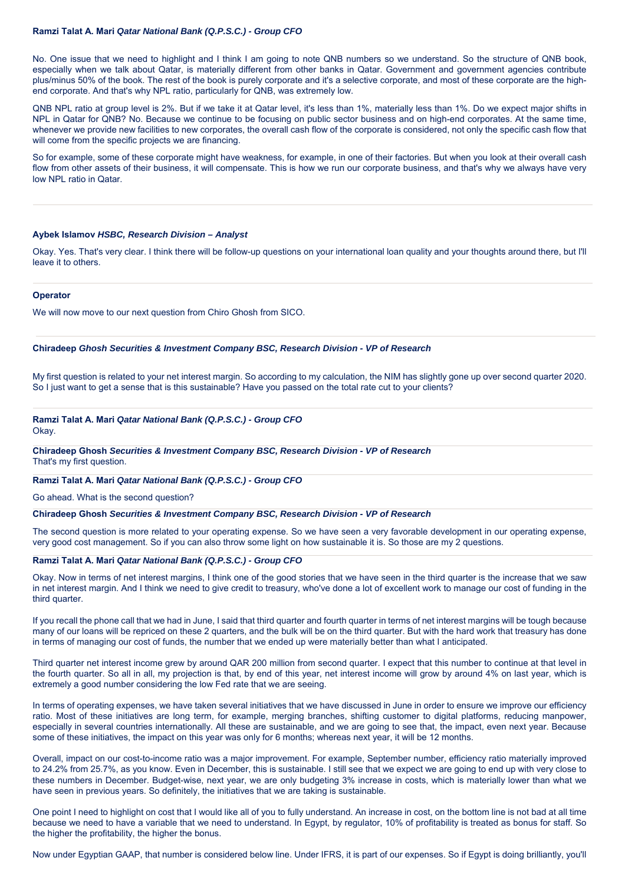**Ramzi Talat A. Mari** ***Qatar National Bank (Q.P.S.C.) - Group CFO***

No. One issue that we need to highlight and I think I am going to note QNB numbers so we understand. So the structure of QNB book, especially when we talk about Qatar, is materially different from other banks in Qatar. Government and government agencies contribute plus/minus 50% of the book. The rest of the book is purely corporate and it's a selective corporate, and most of these corporate are the high-end corporate. And that's why NPL ratio, particularly for QNB, was extremely low.

QNB NPL ratio at group level is 2%. But if we take it at Qatar level, it's less than 1%, materially less than 1%. Do we expect major shifts in NPL in Qatar for QNB? No. Because we continue to be focusing on public sector business and on high-end corporates. At the same time, whenever we provide new facilities to new corporates, the overall cash flow of the corporate is considered, not only the specific cash flow that will come from the specific projects we are financing.

So for example, some of these corporate might have weakness, for example, in one of their factories. But when you look at their overall cash flow from other assets of their business, it will compensate. This is how we run our corporate business, and that's why we always have very low NPL ratio in Qatar.

---

**Aybek Islamov** ***HSBC, Research Division – Analyst***

Okay. Yes. That's very clear. I think there will be follow-up questions on your international loan quality and your thoughts around there, but I'll leave it to others.

---

**Operator**

We will now move to our next question from Chiro Ghosh from SICO.

---

**Chiradeep** ***Ghosh Securities & Investment Company BSC, Research Division - VP of Research***

My first question is related to your net interest margin. So according to my calculation, the NIM has slightly gone up over second quarter 2020. So I just want to get a sense that is this sustainable? Have you passed on the total rate cut to your clients?

---

**Ramzi Talat A. Mari** ***Qatar National Bank (Q.P.S.C.) - Group CFO***
Okay.

---

**Chiradeep Ghosh** ***Securities & Investment Company BSC, Research Division - VP of Research***
That's my first question.

---

**Ramzi Talat A. Mari** ***Qatar National Bank (Q.P.S.C.) - Group CFO***

Go ahead. What is the second question?

---

**Chiradeep Ghosh** ***Securities & Investment Company BSC, Research Division - VP of Research***

The second question is more related to your operating expense. So we have seen a very favorable development in our operating expense, very good cost management. So if you can also throw some light on how sustainable it is. So those are my 2 questions.

---

**Ramzi Talat A. Mari** ***Qatar National Bank (Q.P.S.C.) - Group CFO***

Okay. Now in terms of net interest margins, I think one of the good stories that we have seen in the third quarter is the increase that we saw in net interest margin. And I think we need to give credit to treasury, who've done a lot of excellent work to manage our cost of funding in the third quarter.

If you recall the phone call that we had in June, I said that third quarter and fourth quarter in terms of net interest margins will be tough because many of our loans will be repriced on these 2 quarters, and the bulk will be on the third quarter. But with the hard work that treasury has done in terms of managing our cost of funds, the number that we ended up were materially better than what I anticipated.

Third quarter net interest income grew by around QAR 200 million from second quarter. I expect that this number to continue at that level in the fourth quarter. So all in all, my projection is that, by end of this year, net interest income will grow by around 4% on last year, which is extremely a good number considering the low Fed rate that we are seeing.

In terms of operating expenses, we have taken several initiatives that we have discussed in June in order to ensure we improve our efficiency ratio. Most of these initiatives are long term, for example, merging branches, shifting customer to digital platforms, reducing manpower, especially in several countries internationally. All these are sustainable, and we are going to see that, the impact, even next year. Because some of these initiatives, the impact on this year was only for 6 months; whereas next year, it will be 12 months.

Overall, impact on our cost-to-income ratio was a major improvement. For example, September number, efficiency ratio materially improved to 24.2% from 25.7%, as you know. Even in December, this is sustainable. I still see that we expect we are going to end up with very close to these numbers in December. Budget-wise, next year, we are only budgeting 3% increase in costs, which is materially lower than what we have seen in previous years. So definitely, the initiatives that we are taking is sustainable.

One point I need to highlight on cost that I would like all of you to fully understand. An increase in cost, on the bottom line is not bad at all time because we need to have a variable that we need to understand. In Egypt, by regulator, 10% of profitability is treated as bonus for staff. So the higher the profitability, the higher the bonus.

Now under Egyptian GAAP, that number is considered below line. Under IFRS, it is part of our expenses. So if Egypt is doing brilliantly, you'll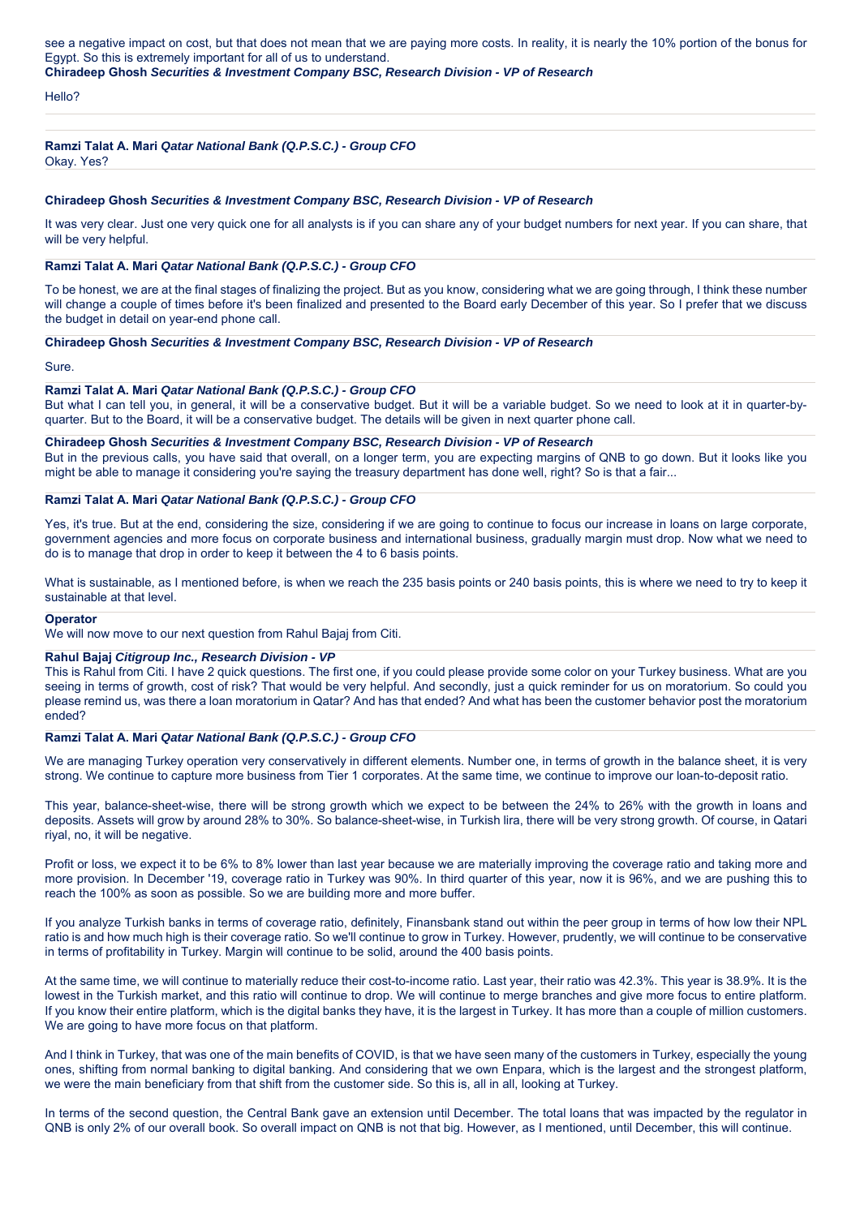see a negative impact on cost, but that does not mean that we are paying more costs. In reality, it is nearly the 10% portion of the bonus for Egypt. So this is extremely important for all of us to understand.

**Chiradeep Ghosh** ***Securities & Investment Company BSC, Research Division - VP of Research***

Hello?

**Ramzi Talat A. Mari** ***Qatar National Bank (Q.P.S.C.) - Group CFO***

Okay. Yes?

**Chiradeep Ghosh** ***Securities & Investment Company BSC, Research Division - VP of Research***

It was very clear. Just one very quick one for all analysts is if you can share any of your budget numbers for next year. If you can share, that will be very helpful.

**Ramzi Talat A. Mari** ***Qatar National Bank (Q.P.S.C.) - Group CFO***

To be honest, we are at the final stages of finalizing the project. But as you know, considering what we are going through, I think these number will change a couple of times before it's been finalized and presented to the Board early December of this year. So I prefer that we discuss the budget in detail on year-end phone call.

**Chiradeep Ghosh** ***Securities & Investment Company BSC, Research Division - VP of Research***

Sure.

**Ramzi Talat A. Mari** ***Qatar National Bank (Q.P.S.C.) - Group CFO***

But what I can tell you, in general, it will be a conservative budget. But it will be a variable budget. So we need to look at it in quarter-by-quarter. But to the Board, it will be a conservative budget. The details will be given in next quarter phone call.

**Chiradeep Ghosh** ***Securities & Investment Company BSC, Research Division - VP of Research***

But in the previous calls, you have said that overall, on a longer term, you are expecting margins of QNB to go down. But it looks like you might be able to manage it considering you're saying the treasury department has done well, right? So is that a fair...

**Ramzi Talat A. Mari** ***Qatar National Bank (Q.P.S.C.) - Group CFO***

Yes, it's true. But at the end, considering the size, considering if we are going to continue to focus our increase in loans on large corporate, government agencies and more focus on corporate business and international business, gradually margin must drop. Now what we need to do is to manage that drop in order to keep it between the 4 to 6 basis points.

What is sustainable, as I mentioned before, is when we reach the 235 basis points or 240 basis points, this is where we need to try to keep it sustainable at that level.

**Operator**

We will now move to our next question from Rahul Bajaj from Citi.

**Rahul Bajaj** ***Citigroup Inc., Research Division - VP***

This is Rahul from Citi. I have 2 quick questions. The first one, if you could please provide some color on your Turkey business. What are you seeing in terms of growth, cost of risk? That would be very helpful. And secondly, just a quick reminder for us on moratorium. So could you please remind us, was there a loan moratorium in Qatar? And has that ended? And what has been the customer behavior post the moratorium ended?

**Ramzi Talat A. Mari** ***Qatar National Bank (Q.P.S.C.) - Group CFO***

We are managing Turkey operation very conservatively in different elements. Number one, in terms of growth in the balance sheet, it is very strong. We continue to capture more business from Tier 1 corporates. At the same time, we continue to improve our loan-to-deposit ratio.

This year, balance-sheet-wise, there will be strong growth which we expect to be between the 24% to 26% with the growth in loans and deposits. Assets will grow by around 28% to 30%. So balance-sheet-wise, in Turkish lira, there will be very strong growth. Of course, in Qatari riyal, no, it will be negative.

Profit or loss, we expect it to be 6% to 8% lower than last year because we are materially improving the coverage ratio and taking more and more provision. In December '19, coverage ratio in Turkey was 90%. In third quarter of this year, now it is 96%, and we are pushing this to reach the 100% as soon as possible. So we are building more and more buffer.

If you analyze Turkish banks in terms of coverage ratio, definitely, Finansbank stand out within the peer group in terms of how low their NPL ratio is and how much high is their coverage ratio. So we'll continue to grow in Turkey. However, prudently, we will continue to be conservative in terms of profitability in Turkey. Margin will continue to be solid, around the 400 basis points.

At the same time, we will continue to materially reduce their cost-to-income ratio. Last year, their ratio was 42.3%. This year is 38.9%. It is the lowest in the Turkish market, and this ratio will continue to drop. We will continue to merge branches and give more focus to entire platform. If you know their entire platform, which is the digital banks they have, it is the largest in Turkey. It has more than a couple of million customers. We are going to have more focus on that platform.

And I think in Turkey, that was one of the main benefits of COVID, is that we have seen many of the customers in Turkey, especially the young ones, shifting from normal banking to digital banking. And considering that we own Enpara, which is the largest and the strongest platform, we were the main beneficiary from that shift from the customer side. So this is, all in all, looking at Turkey.

In terms of the second question, the Central Bank gave an extension until December. The total loans that was impacted by the regulator in QNB is only 2% of our overall book. So overall impact on QNB is not that big. However, as I mentioned, until December, this will continue.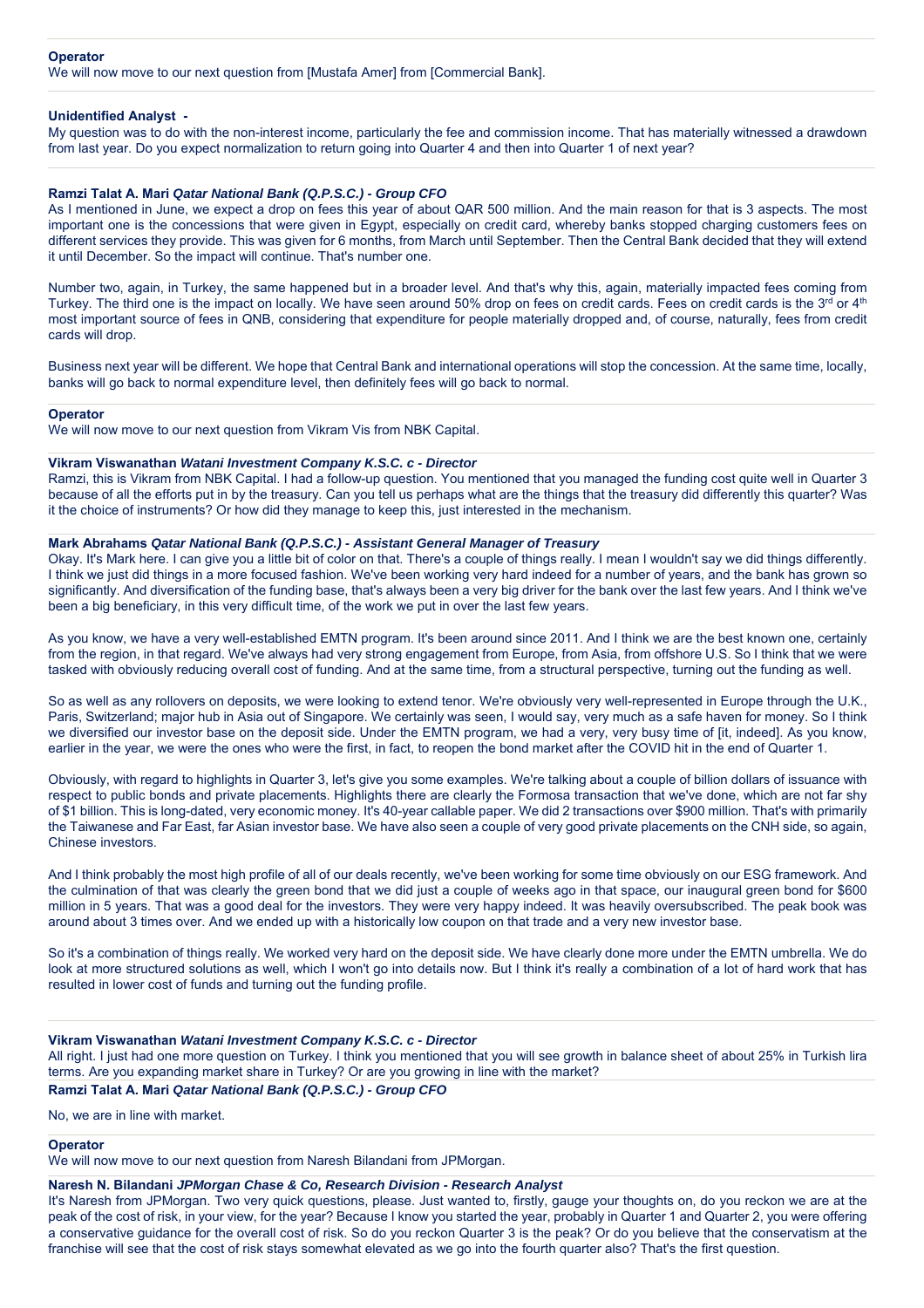**Operator**

We will now move to our next question from [Mustafa Amer] from [Commercial Bank].

**Unidentified Analyst -**

My question was to do with the non-interest income, particularly the fee and commission income. That has materially witnessed a drawdown from last year. Do you expect normalization to return going into Quarter 4 and then into Quarter 1 of next year?

**Ramzi Talat A. Mari** ***Qatar National Bank (Q.P.S.C.) - Group CFO***

As I mentioned in June, we expect a drop on fees this year of about QAR 500 million. And the main reason for that is 3 aspects. The most important one is the concessions that were given in Egypt, especially on credit card, whereby banks stopped charging customers fees on different services they provide. This was given for 6 months, from March until September. Then the Central Bank decided that they will extend it until December. So the impact will continue. That's number one.

Number two, again, in Turkey, the same happened but in a broader level. And that's why this, again, materially impacted fees coming from Turkey. The third one is the impact on locally. We have seen around 50% drop on fees on credit cards. Fees on credit cards is the 3rd or 4th most important source of fees in QNB, considering that expenditure for people materially dropped and, of course, naturally, fees from credit cards will drop.

Business next year will be different. We hope that Central Bank and international operations will stop the concession. At the same time, locally, banks will go back to normal expenditure level, then definitely fees will go back to normal.

**Operator**

We will now move to our next question from Vikram Vis from NBK Capital.

**Vikram Viswanathan** ***Watani Investment Company K.S.C. c - Director***

Ramzi, this is Vikram from NBK Capital. I had a follow-up question. You mentioned that you managed the funding cost quite well in Quarter 3 because of all the efforts put in by the treasury. Can you tell us perhaps what are the things that the treasury did differently this quarter? Was it the choice of instruments? Or how did they manage to keep this, just interested in the mechanism.

**Mark Abrahams** ***Qatar National Bank (Q.P.S.C.) - Assistant General Manager of Treasury***

Okay. It's Mark here. I can give you a little bit of color on that. There's a couple of things really. I mean I wouldn't say we did things differently. I think we just did things in a more focused fashion. We've been working very hard indeed for a number of years, and the bank has grown so significantly. And diversification of the funding base, that's always been a very big driver for the bank over the last few years. And I think we've been a big beneficiary, in this very difficult time, of the work we put in over the last few years.

As you know, we have a very well-established EMTN program. It's been around since 2011. And I think we are the best known one, certainly from the region, in that regard. We've always had very strong engagement from Europe, from Asia, from offshore U.S. So I think that we were tasked with obviously reducing overall cost of funding. And at the same time, from a structural perspective, turning out the funding as well.

So as well as any rollovers on deposits, we were looking to extend tenor. We're obviously very well-represented in Europe through the U.K., Paris, Switzerland; major hub in Asia out of Singapore. We certainly was seen, I would say, very much as a safe haven for money. So I think we diversified our investor base on the deposit side. Under the EMTN program, we had a very, very busy time of [it, indeed]. As you know, earlier in the year, we were the ones who were the first, in fact, to reopen the bond market after the COVID hit in the end of Quarter 1.

Obviously, with regard to highlights in Quarter 3, let's give you some examples. We're talking about a couple of billion dollars of issuance with respect to public bonds and private placements. Highlights there are clearly the Formosa transaction that we've done, which are not far shy of $1 billion. This is long-dated, very economic money. It's 40-year callable paper. We did 2 transactions over $900 million. That's with primarily the Taiwanese and Far East, far Asian investor base. We have also seen a couple of very good private placements on the CNH side, so again, Chinese investors.

And I think probably the most high profile of all of our deals recently, we've been working for some time obviously on our ESG framework. And the culmination of that was clearly the green bond that we did just a couple of weeks ago in that space, our inaugural green bond for $600 million in 5 years. That was a good deal for the investors. They were very happy indeed. It was heavily oversubscribed. The peak book was around about 3 times over. And we ended up with a historically low coupon on that trade and a very new investor base.

So it's a combination of things really. We worked very hard on the deposit side. We have clearly done more under the EMTN umbrella. We do look at more structured solutions as well, which I won't go into details now. But I think it's really a combination of a lot of hard work that has resulted in lower cost of funds and turning out the funding profile.

**Vikram Viswanathan** ***Watani Investment Company K.S.C. c - Director***

All right. I just had one more question on Turkey. I think you mentioned that you will see growth in balance sheet of about 25% in Turkish lira terms. Are you expanding market share in Turkey? Or are you growing in line with the market?

**Ramzi Talat A. Mari** ***Qatar National Bank (Q.P.S.C.) - Group CFO***

No, we are in line with market.

**Operator**

We will now move to our next question from Naresh Bilandani from JPMorgan.

**Naresh N. Bilandani** ***JPMorgan Chase & Co, Research Division - Research Analyst***

It's Naresh from JPMorgan. Two very quick questions, please. Just wanted to, firstly, gauge your thoughts on, do you reckon we are at the peak of the cost of risk, in your view, for the year? Because I know you started the year, probably in Quarter 1 and Quarter 2, you were offering a conservative guidance for the overall cost of risk. So do you reckon Quarter 3 is the peak? Or do you believe that the conservatism at the franchise will see that the cost of risk stays somewhat elevated as we go into the fourth quarter also? That's the first question.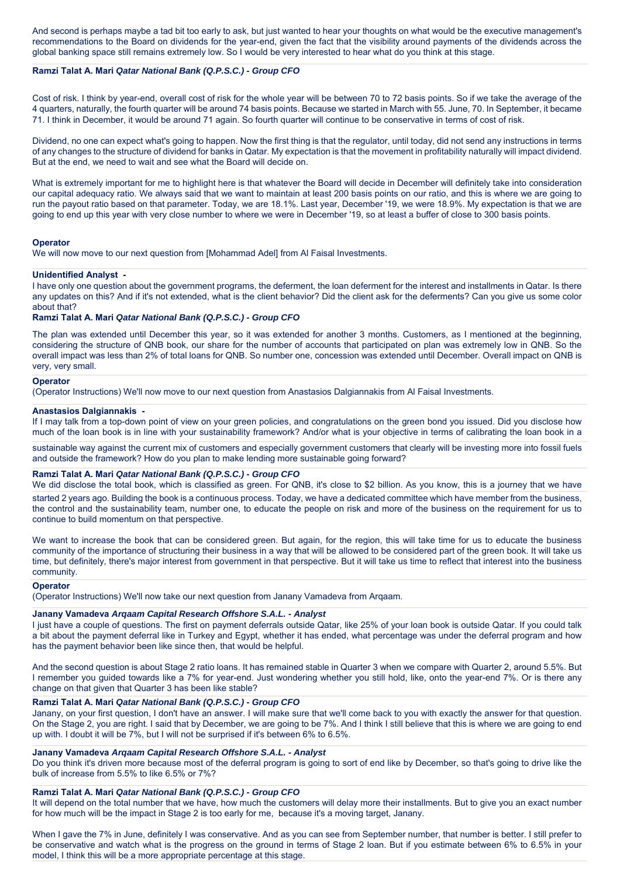And second is perhaps maybe a tad bit too early to ask, but just wanted to hear your thoughts on what would be the executive management's recommendations to the Board on dividends for the year-end, given the fact that the visibility around payments of the dividends across the global banking space still remains extremely low. So I would be very interested to hear what do you think at this stage.

**Ramzi Talat A. Mari** ***Qatar National Bank (Q.P.S.C.) - Group CFO***

Cost of risk. I think by year-end, overall cost of risk for the whole year will be between 70 to 72 basis points. So if we take the average of the 4 quarters, naturally, the fourth quarter will be around 74 basis points. Because we started in March with 55. June, 70. In September, it became 71. I think in December, it would be around 71 again. So fourth quarter will continue to be conservative in terms of cost of risk.

Dividend, no one can expect what's going to happen. Now the first thing is that the regulator, until today, did not send any instructions in terms of any changes to the structure of dividend for banks in Qatar. My expectation is that the movement in profitability naturally will impact dividend. But at the end, we need to wait and see what the Board will decide on.

What is extremely important for me to highlight here is that whatever the Board will decide in December will definitely take into consideration our capital adequacy ratio. We always said that we want to maintain at least 200 basis points on our ratio, and this is where we are going to run the payout ratio based on that parameter. Today, we are 18.1%. Last year, December '19, we were 18.9%. My expectation is that we are going to end up this year with very close number to where we were in December '19, so at least a buffer of close to 300 basis points.

**Operator**

We will now move to our next question from [Mohammad Adel] from Al Faisal Investments.

**Unidentified Analyst -**

I have only one question about the government programs, the deferment, the loan deferment for the interest and installments in Qatar. Is there any updates on this? And if it's not extended, what is the client behavior? Did the client ask for the deferments? Can you give us some color about that?

**Ramzi Talat A. Mari** ***Qatar National Bank (Q.P.S.C.) - Group CFO***

The plan was extended until December this year, so it was extended for another 3 months. Customers, as I mentioned at the beginning, considering the structure of QNB book, our share for the number of accounts that participated on plan was extremely low in QNB. So the overall impact was less than 2% of total loans for QNB. So number one, concession was extended until December. Overall impact on QNB is very, very small.

**Operator**

(Operator Instructions) We'll now move to our next question from Anastasios Dalgiannakis from Al Faisal Investments.

**Anastasios Dalgiannakis -**

If I may talk from a top-down point of view on your green policies, and congratulations on the green bond you issued. Did you disclose how much of the loan book is in line with your sustainability framework? And/or what is your objective in terms of calibrating the loan book in a sustainable way against the current mix of customers and especially government customers that clearly will be investing more into fossil fuels and outside the framework? How do you plan to make lending more sustainable going forward?

**Ramzi Talat A. Mari** ***Qatar National Bank (Q.P.S.C.) - Group CFO***

We did disclose the total book, which is classified as green. For QNB, it's close to $2 billion. As you know, this is a journey that we have started 2 years ago. Building the book is a continuous process. Today, we have a dedicated committee which have member from the business, the control and the sustainability team, number one, to educate the people on risk and more of the business on the requirement for us to continue to build momentum on that perspective.

We want to increase the book that can be considered green. But again, for the region, this will take time for us to educate the business community of the importance of structuring their business in a way that will be allowed to be considered part of the green book. It will take us time, but definitely, there's major interest from government in that perspective. But it will take us time to reflect that interest into the business community.

**Operator**

(Operator Instructions) We'll now take our next question from Janany Vamadeva from Arqaam.

**Janany Vamadeva** ***Arqaam Capital Research Offshore S.A.L. - Analyst***

I just have a couple of questions. The first on payment deferrals outside Qatar, like 25% of your loan book is outside Qatar. If you could talk a bit about the payment deferral like in Turkey and Egypt, whether it has ended, what percentage was under the deferral program and how has the payment behavior been like since then, that would be helpful.

And the second question is about Stage 2 ratio loans. It has remained stable in Quarter 3 when we compare with Quarter 2, around 5.5%. But I remember you guided towards like a 7% for year-end. Just wondering whether you still hold, like, onto the year-end 7%. Or is there any change on that given that Quarter 3 has been like stable?

**Ramzi Talat A. Mari** ***Qatar National Bank (Q.P.S.C.) - Group CFO***

Janany, on your first question, I don't have an answer. I will make sure that we'll come back to you with exactly the answer for that question. On the Stage 2, you are right. I said that by December, we are going to be 7%. And I think I still believe that this is where we are going to end up with. I doubt it will be 7%, but I will not be surprised if it's between 6% to 6.5%.

**Janany Vamadeva** ***Arqaam Capital Research Offshore S.A.L. - Analyst***

Do you think it's driven more because most of the deferral program is going to sort of end like by December, so that's going to drive like the bulk of increase from 5.5% to like 6.5% or 7%?

**Ramzi Talat A. Mari** ***Qatar National Bank (Q.P.S.C.) - Group CFO***

It will depend on the total number that we have, how much the customers will delay more their installments. But to give you an exact number for how much will be the impact in Stage 2 is too early for me, because it's a moving target, Janany.

When I gave the 7% in June, definitely I was conservative. And as you can see from September number, that number is better. I still prefer to be conservative and watch what is the progress on the ground in terms of Stage 2 loan. But if you estimate between 6% to 6.5% in your model, I think this will be a more appropriate percentage at this stage.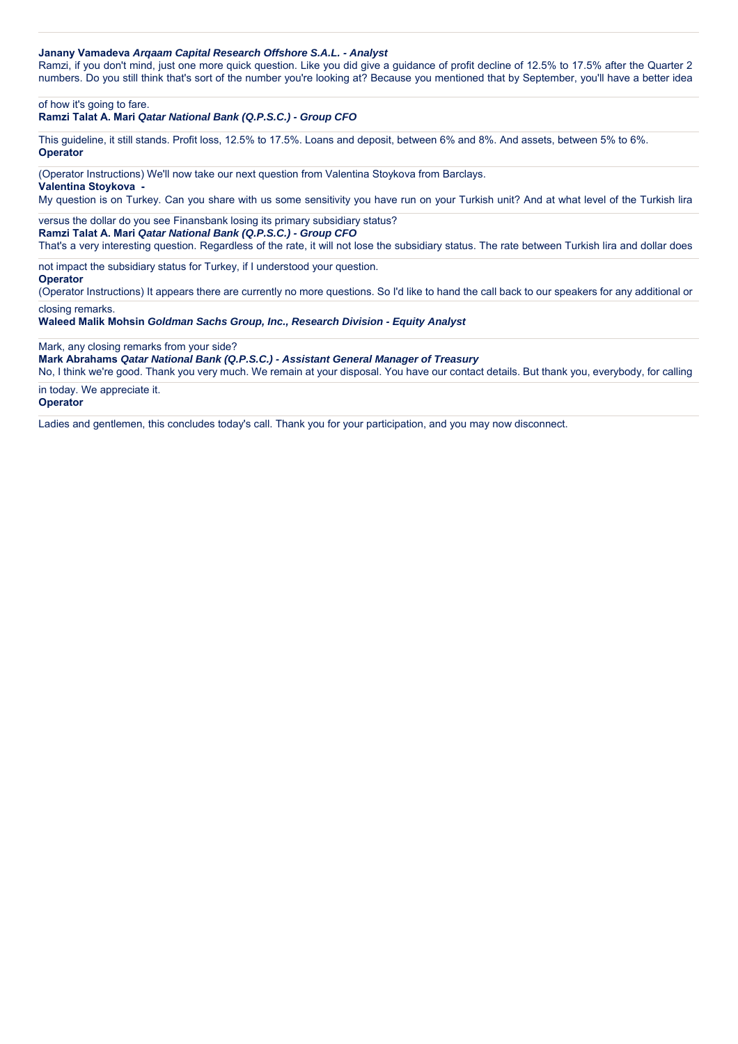**Janany Vamadeva** ***Arqaam Capital Research Offshore S.A.L. - Analyst***

Ramzi, if you don't mind, just one more quick question. Like you did give a guidance of profit decline of 12.5% to 17.5% after the Quarter 2 numbers. Do you still think that's sort of the number you're looking at? Because you mentioned that by September, you'll have a better idea of how it's going to fare.

**Ramzi Talat A. Mari** ***Qatar National Bank (Q.P.S.C.) - Group CFO***

This guideline, it still stands. Profit loss, 12.5% to 17.5%. Loans and deposit, between 6% and 8%. And assets, between 5% to 6%.

**Operator**

(Operator Instructions) We'll now take our next question from Valentina Stoykova from Barclays.

**Valentina Stoykova -**

My question is on Turkey. Can you share with us some sensitivity you have run on your Turkish unit? And at what level of the Turkish lira versus the dollar do you see Finansbank losing its primary subsidiary status?

**Ramzi Talat A. Mari** ***Qatar National Bank (Q.P.S.C.) - Group CFO***

That's a very interesting question. Regardless of the rate, it will not lose the subsidiary status. The rate between Turkish lira and dollar does not impact the subsidiary status for Turkey, if I understood your question.

**Operator**

(Operator Instructions) It appears there are currently no more questions. So I'd like to hand the call back to our speakers for any additional or closing remarks.

**Waleed Malik Mohsin** ***Goldman Sachs Group, Inc., Research Division - Equity Analyst***

Mark, any closing remarks from your side?

**Mark Abrahams** ***Qatar National Bank (Q.P.S.C.) - Assistant General Manager of Treasury***

No, I think we're good. Thank you very much. We remain at your disposal. You have our contact details. But thank you, everybody, for calling in today. We appreciate it.

**Operator**

Ladies and gentlemen, this concludes today's call. Thank you for your participation, and you may now disconnect.